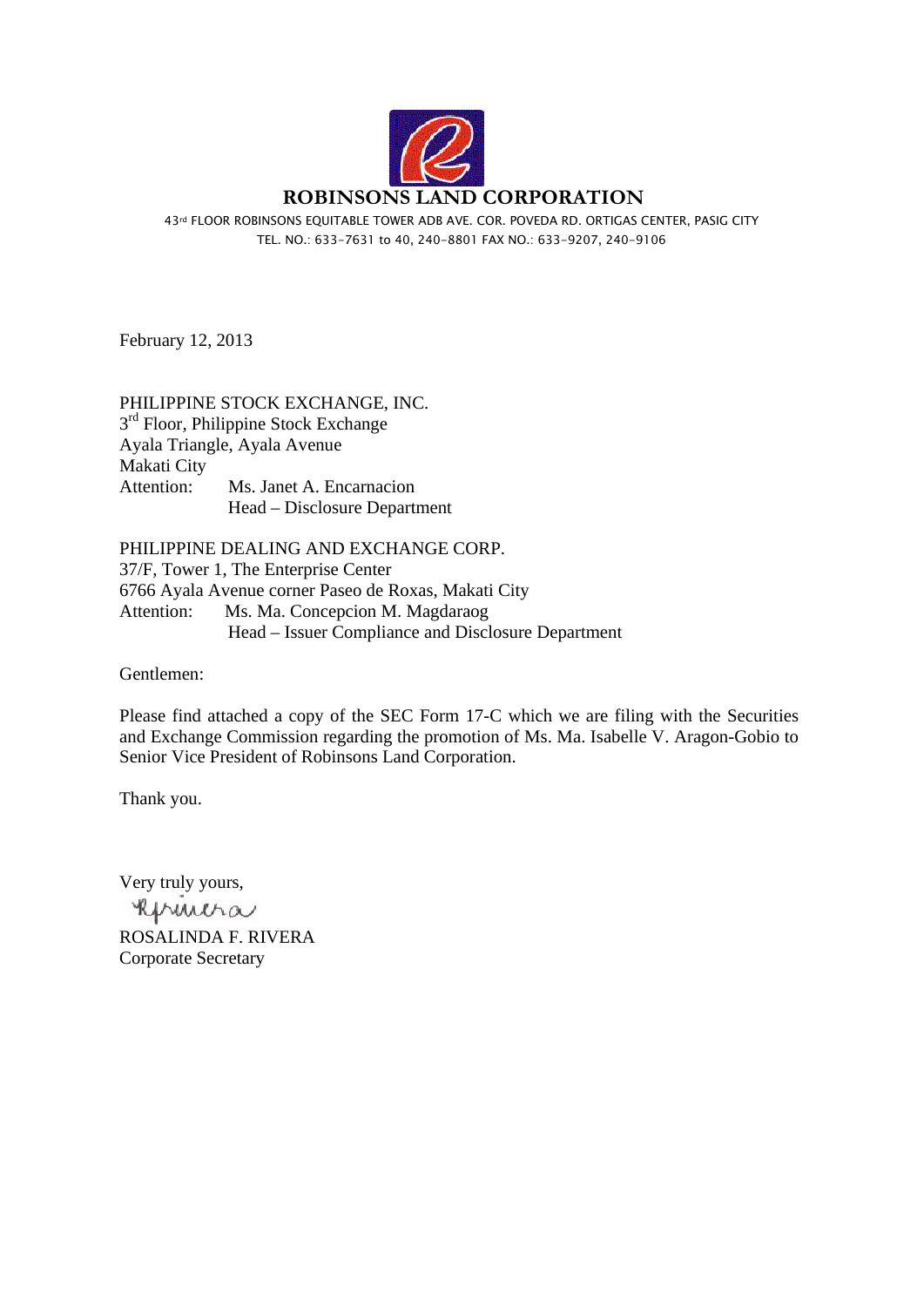# ROBINSONS LAND CORPORATION

43rd FLOOR ROBINSONS EQUITABLE TOWER ADB AVE. COR. POVEDA RD. ORTIGAS CENTER, PASIG CITY
TEL. NO.: 633-7631 to 40, 240-8801 FAX NO.: 633-9207, 240-9106

February 12, 2013

PHILIPPINE STOCK EXCHANGE, INC.
3rd Floor, Philippine Stock Exchange
Ayala Triangle, Ayala Avenue
Makati City
Attention: Ms. Janet A. Encarnacion
Head – Disclosure Department

PHILIPPINE DEALING AND EXCHANGE CORP.
37/F, Tower 1, The Enterprise Center
6766 Ayala Avenue corner Paseo de Roxas, Makati City
Attention: Ms. Ma. Concepcion M. Magdaraog
Head – Issuer Compliance and Disclosure Department

Gentlemen:

Please find attached a copy of the SEC Form 17-C which we are filing with the Securities and Exchange Commission regarding the promotion of Ms. Ma. Isabelle V. Aragon-Gobio to Senior Vice President of Robinsons Land Corporation.

Thank you.

Very truly yours,

ROSALINDA F. RIVERA
Corporate Secretary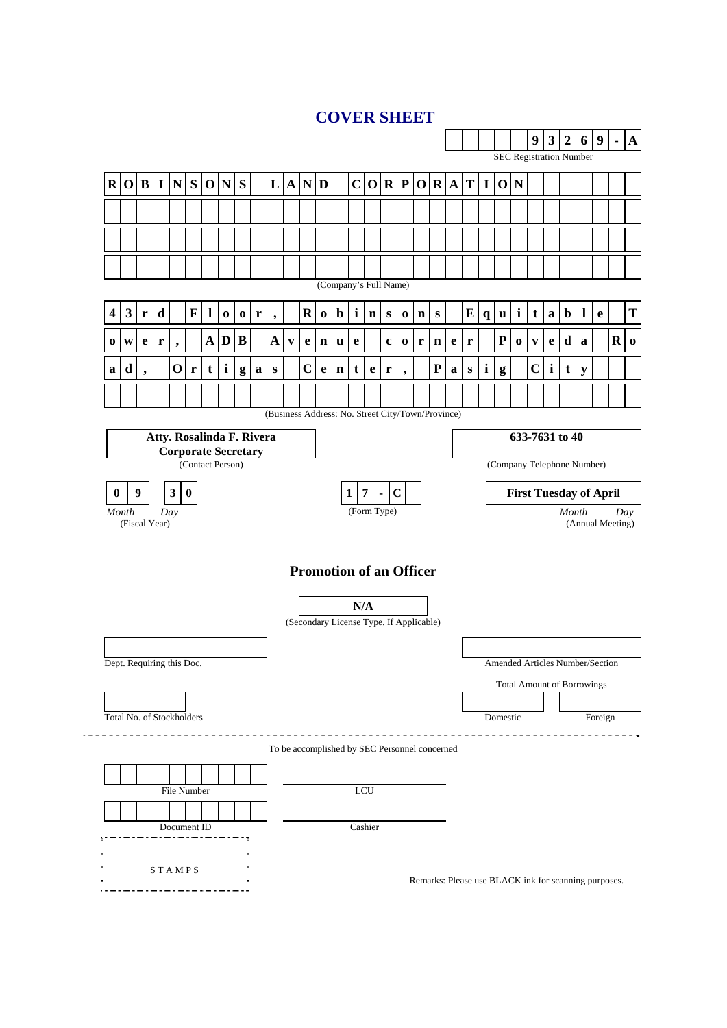# COVER SHEET

**9 3 2 6 9 - A**

SEC Registration Number

**ROBINSONS LAND CORPORATION**

(Company's Full Name)

**43rd Floor, Robinsons Equitable Tower, ADB Avenue corner Poveda Road, Ortigas Center, Pasig City**

(Business Address: No. Street City/Town/Province)

**Atty. Rosalinda F. Rivera**
**Corporate Secretary**

(Contact Person)

**633-7631 to 40**

(Company Telephone Number)

**0 9** **3 0**

*Month* *Day*
(Fiscal Year)

**1 7 - C**

(Form Type)

**First Tuesday of April**

*Month* *Day*
(Annual Meeting)

## Promotion of an Officer

**N/A**

(Secondary License Type, If Applicable)

Dept. Requiring this Doc.

Amended Articles Number/Section

Total Amount of Borrowings

Total No. of Stockholders

Domestic

Foreign

To be accomplished by SEC Personnel concerned

File Number

LCU

Document ID

Cashier

STAMPS

Remarks: Please use BLACK ink for scanning purposes.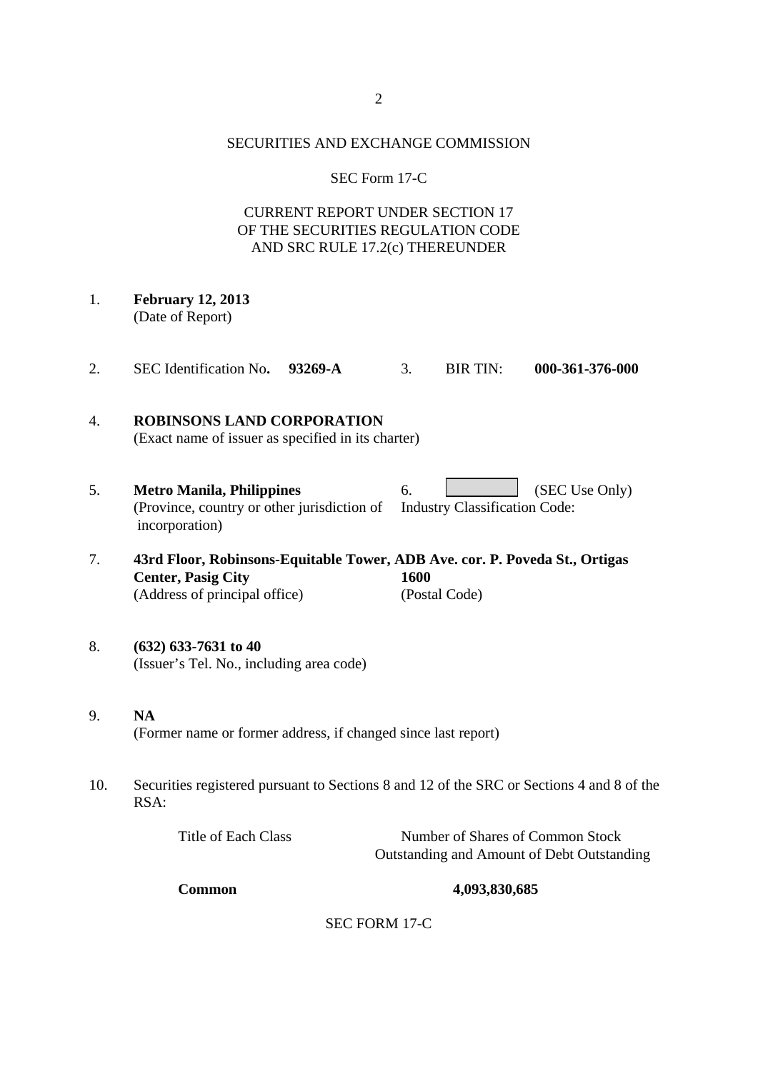SECURITIES AND EXCHANGE COMMISSION

SEC Form 17-C

CURRENT REPORT UNDER SECTION 17
OF THE SECURITIES REGULATION CODE
AND SRC RULE 17.2(c) THEREUNDER

1. **February 12, 2013**
   (Date of Report)

2. SEC Identification No**. 93269-A** 3. BIR TIN: **000-361-376-000**

4. **ROBINSONS LAND CORPORATION**
   (Exact name of issuer as specified in its charter)

5. **Metro Manila, Philippines**
   (Province, country or other jurisdiction of incorporation)

6. (SEC Use Only)
   Industry Classification Code:

7. **43rd Floor, Robinsons-Equitable Tower, ADB Ave. cor. P. Poveda St., Ortigas Center, Pasig City** **1600**
   (Address of principal office) (Postal Code)

8. **(632) 633-7631 to 40**
   (Issuer's Tel. No., including area code)

9. **NA**
   (Former name or former address, if changed since last report)

10. Securities registered pursuant to Sections 8 and 12 of the SRC or Sections 4 and 8 of the RSA:

| Title of Each Class | Number of Shares of Common Stock Outstanding and Amount of Debt Outstanding |
|---|---|
| **Common** | **4,093,830,685** |

SEC FORM 17-C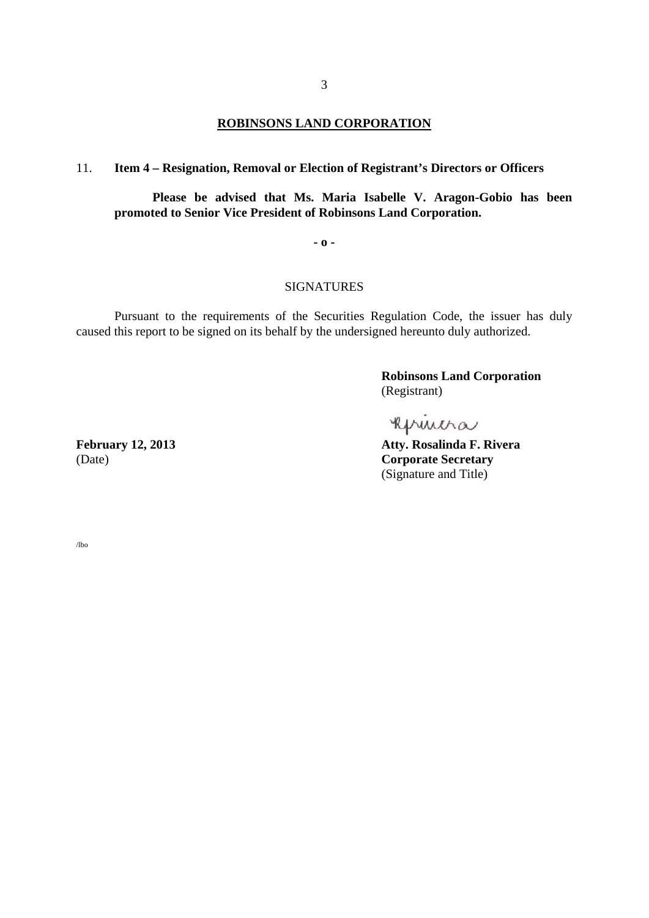**ROBINSONS LAND CORPORATION**

11. **Item 4 – Resignation, Removal or Election of Registrant's Directors or Officers**

**Please be advised that Ms. Maria Isabelle V. Aragon-Gobio has been promoted to Senior Vice President of Robinsons Land Corporation.**

**- o -**

SIGNATURES

Pursuant to the requirements of the Securities Regulation Code, the issuer has duly caused this report to be signed on its behalf by the undersigned hereunto duly authorized.

**Robinsons Land Corporation**
(Registrant)

**February 12, 2013**
(Date)

**Atty. Rosalinda F. Rivera**
**Corporate Secretary**
(Signature and Title)

/lbo